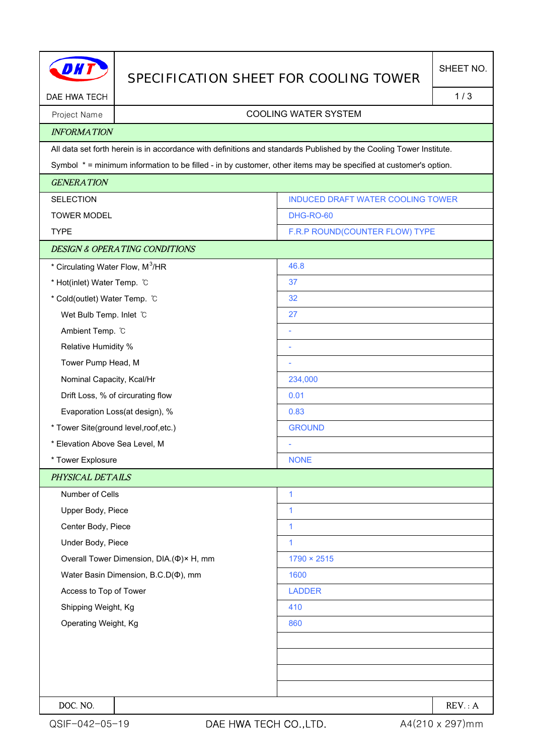DAE HWA TECH

# SPECIFICATION SHEET FOR COOLING TOWER

| SHEET NO. |
| --- |
| 1 / 3 |

| Project Name | COOLING WATER SYSTEM |
| --- | --- |

## INFORMATION

All data set forth herein is in accordance with definitions and standards Published by the Cooling Tower Institute.

Symbol * = minimum information to be filled - in by customer, other items may be specified at customer's option.

## GENERATION

| Item | Value |
| --- | --- |
| SELECTION | INDUCED DRAFT WATER COOLING TOWER |
| TOWER MODEL | DHG-RO-60 |
| TYPE | F.R.P ROUND(COUNTER FLOW) TYPE |

## DESIGN & OPERATING CONDITIONS

| Item | Value |
| --- | --- |
| * Circulating Water Flow, $M^3$/HR | 46.8 |
| * Hot(inlet) Water Temp. ℃ | 37 |
| * Cold(outlet) Water Temp. ℃ | 32 |
| Wet Bulb Temp. Inlet ℃ | 27 |
| Ambient Temp. ℃ | - |
| Relative Humidity % | - |
| Tower Pump Head, M | - |
| Nominal Capacity, Kcal/Hr | 234,000 |
| Drift Loss, % of circurating flow | 0.01 |
| Evaporation Loss(at design), % | 0.83 |
| * Tower Site(ground level,roof,etc.) | GROUND |
| * Elevation Above Sea Level, M | - |
| * Tower Explosure | NONE |

## PHYSICAL DETAILS

| Item | Value |
| --- | --- |
| Number of Cells | 1 |
| Upper Body, Piece | 1 |
| Center Body, Piece | 1 |
| Under Body, Piece | 1 |
| Overall Tower Dimension, DIA.(Φ)× H, mm | 1790 × 2515 |
| Water Basin Dimension, B.C.D(Φ), mm | 1600 |
| Access to Top of Tower | LADDER |
| Shipping Weight, Kg | 410 |
| Operating Weight, Kg | 860 |

| DOC. NO. | | REV. : A |
| --- | --- | --- |

QSIF-042-05-19 DAE HWA TECH CO.,LTD. A4(210 x 297)mm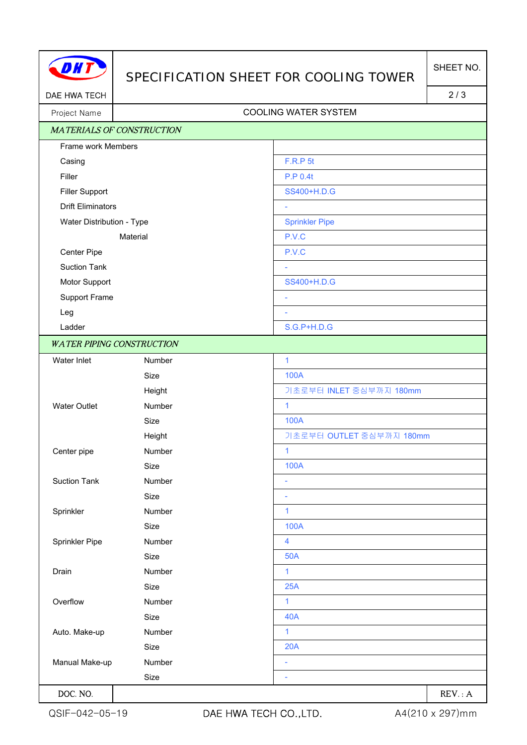# SPECIFICATION SHEET FOR COOLING TOWER

DAE HWA TECH

| Project Name | COOLING WATER SYSTEM |
|---|---|

## *MATERIALS OF CONSTRUCTION*

| Item | Specification |
|---|---|
| Frame work Members | |
| Casing | F.R.P 5t |
| Filler | P.P 0.4t |
| Filler Support | SS400+H.D.G |
| Drift Eliminators | - |
| Water Distribution - Type | Sprinkler Pipe |
| Material | P.V.C |
| Center Pipe | P.V.C |
| Suction Tank | - |
| Motor Support | SS400+H.D.G |
| Support Frame | - |
| Leg | - |
| Ladder | S.G.P+H.D.G |

## *WATER PIPING CONSTRUCTION*

| Item | | Specification |
|---|---|---|
| Water Inlet | Number | 1 |
| | Size | 100A |
| | Height | 기초로부터 INLET 중심부까지 180mm |
| Water Outlet | Number | 1 |
| | Size | 100A |
| | Height | 기초로부터 OUTLET 중심부까지 180mm |
| Center pipe | Number | 1 |
| | Size | 100A |
| Suction Tank | Number | - |
| | Size | - |
| Sprinkler | Number | 1 |
| | Size | 100A |
| Sprinkler Pipe | Number | 4 |
| | Size | 50A |
| Drain | Number | 1 |
| | Size | 25A |
| Overflow | Number | 1 |
| | Size | 40A |
| Auto. Make-up | Number | 1 |
| | Size | 20A |
| Manual Make-up | Number | - |
| | Size | - |

| DOC. NO. | | REV. : A |
|---|---|---|

QSIF-042-05-19 DAE HWA TECH CO.,LTD. A4(210 x 297)mm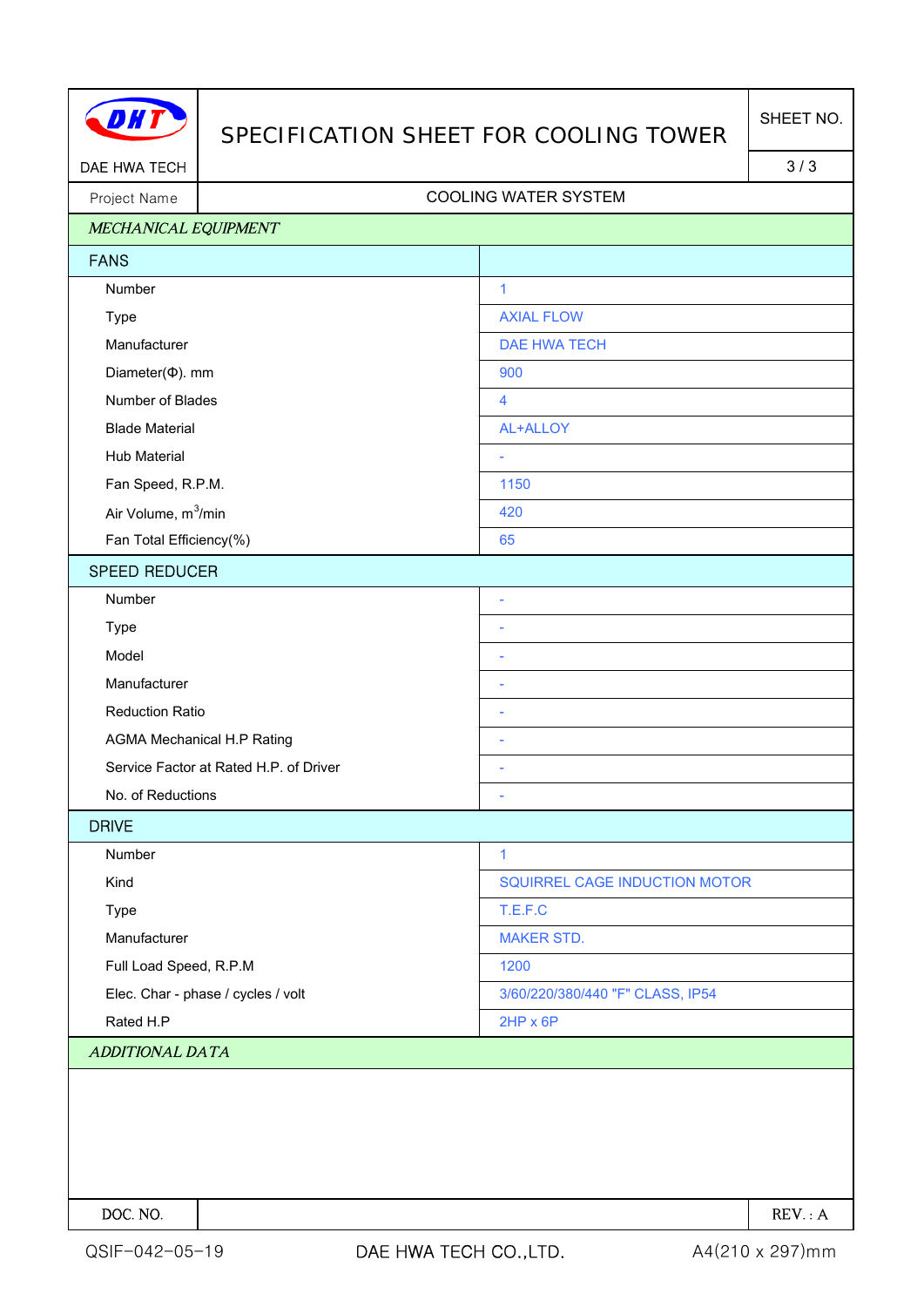DAE HWA TECH

# SPECIFICATION SHEET FOR COOLING TOWER

SHEET NO. 3 / 3

| Project Name | COOLING WATER SYSTEM |
|---|---|

*MECHANICAL EQUIPMENT*

| FANS | |
|---|---|
| Number | 1 |
| Type | AXIAL FLOW |
| Manufacturer | DAE HWA TECH |
| Diameter(Φ). mm | 900 |
| Number of Blades | 4 |
| Blade Material | AL+ALLOY |
| Hub Material | - |
| Fan Speed, R.P.M. | 1150 |
| Air Volume, $m^3$/min | 420 |
| Fan Total Efficiency(%) | 65 |
| **SPEED REDUCER** | |
| Number | - |
| Type | - |
| Model | - |
| Manufacturer | - |
| Reduction Ratio | - |
| AGMA Mechanical H.P Rating | - |
| Service Factor at Rated H.P. of Driver | - |
| No. of Reductions | - |
| **DRIVE** | |
| Number | 1 |
| Kind | SQUIRREL CAGE INDUCTION MOTOR |
| Type | T.E.F.C |
| Manufacturer | MAKER STD. |
| Full Load Speed, R.P.M | 1200 |
| Elec. Char - phase / cycles / volt | 3/60/220/380/440 "F" CLASS, IP54 |
| Rated H.P | 2HP x 6P |

*ADDITIONAL DATA*

| DOC. NO. | | REV. : A |
|---|---|---|

QSIF-042-05-19 DAE HWA TECH CO.,LTD. A4(210 x 297)mm